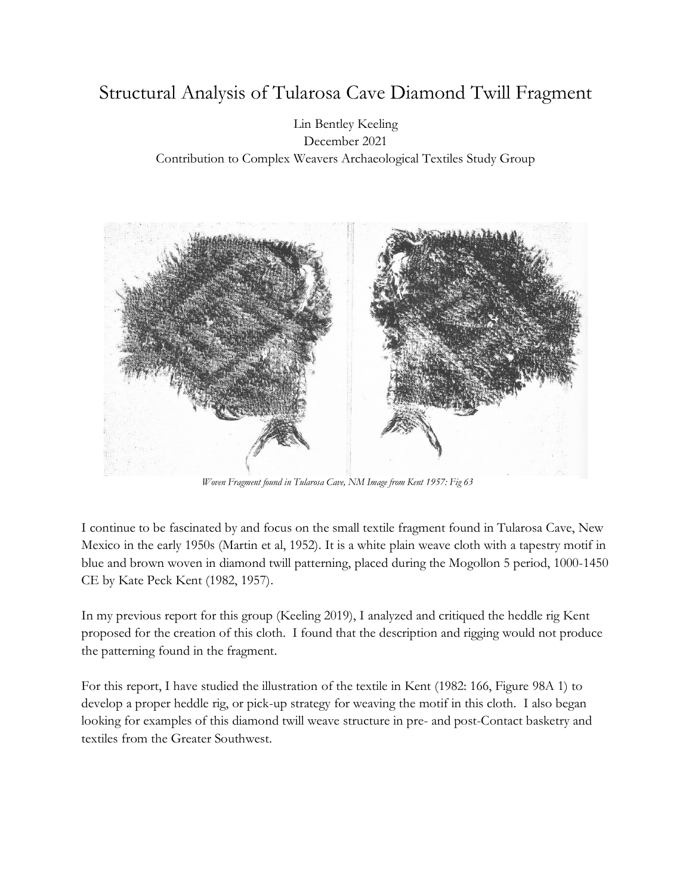# Structural Analysis of Tularosa Cave Diamond Twill Fragment

Lin Bentley Keeling
December 2021
Contribution to Complex Weavers Archaeological Textiles Study Group

*Woven Fragment found in Tularosa Cave, NM Image from Kent 1957: Fig 63*

I continue to be fascinated by and focus on the small textile fragment found in Tularosa Cave, New Mexico in the early 1950s (Martin et al, 1952). It is a white plain weave cloth with a tapestry motif in blue and brown woven in diamond twill patterning, placed during the Mogollon 5 period, 1000-1450 CE by Kate Peck Kent (1982, 1957).

In my previous report for this group (Keeling 2019), I analyzed and critiqued the heddle rig Kent proposed for the creation of this cloth. I found that the description and rigging would not produce the patterning found in the fragment.

For this report, I have studied the illustration of the textile in Kent (1982: 166, Figure 98A 1) to develop a proper heddle rig, or pick-up strategy for weaving the motif in this cloth. I also began looking for examples of this diamond twill weave structure in pre- and post-Contact basketry and textiles from the Greater Southwest.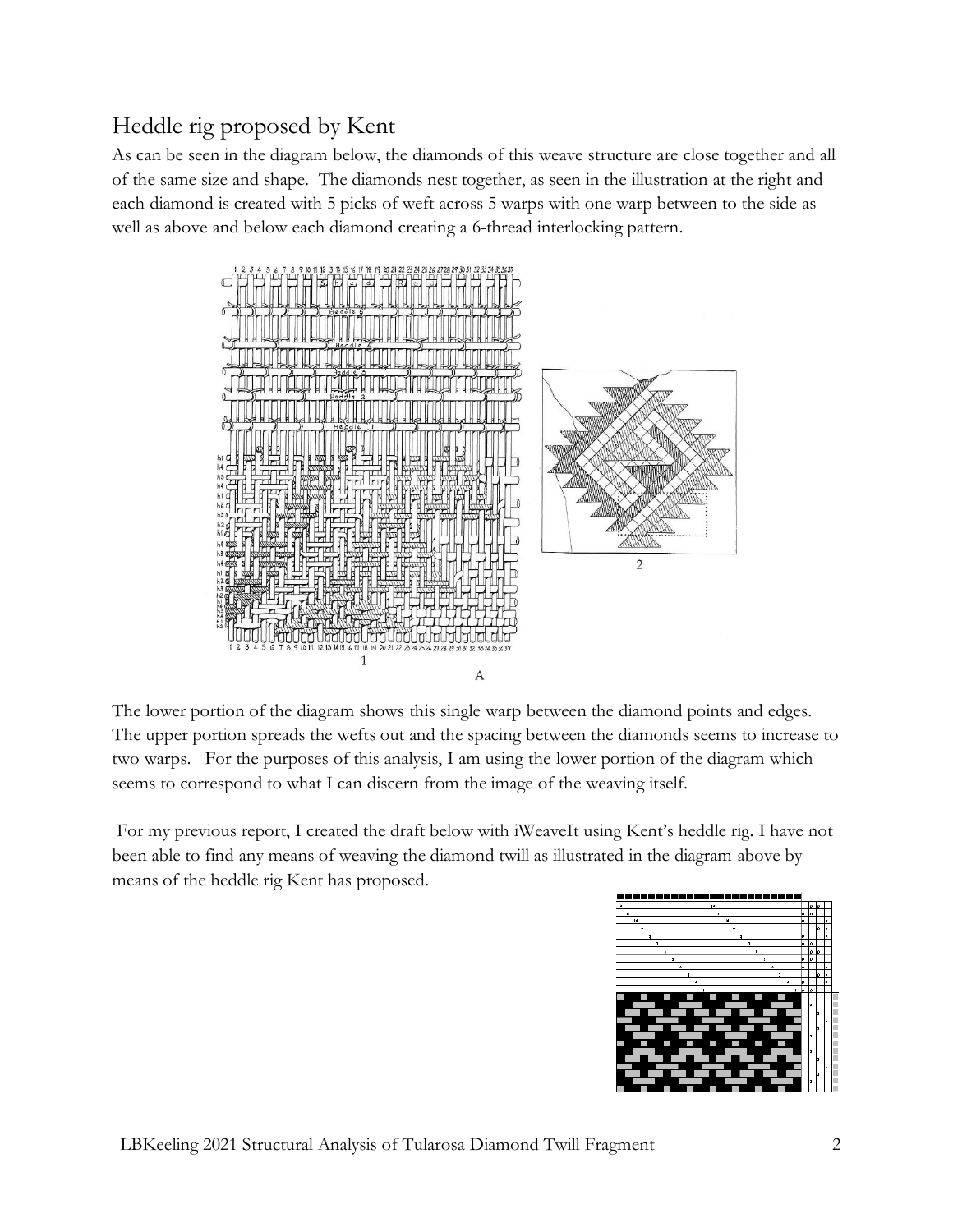## Heddle rig proposed by Kent

As can be seen in the diagram below, the diamonds of this weave structure are close together and all of the same size and shape. The diamonds nest together, as seen in the illustration at the right and each diamond is created with 5 picks of weft across 5 warps with one warp between to the side as well as above and below each diamond creating a 6-thread interlocking pattern.

1

2

A

The lower portion of the diagram shows this single warp between the diamond points and edges. The upper portion spreads the wefts out and the spacing between the diamonds seems to increase to two warps. For the purposes of this analysis, I am using the lower portion of the diagram which seems to correspond to what I can discern from the image of the weaving itself.

For my previous report, I created the draft below with iWeaveIt using Kent's heddle rig. I have not been able to find any means of weaving the diamond twill as illustrated in the diagram above by means of the heddle rig Kent has proposed.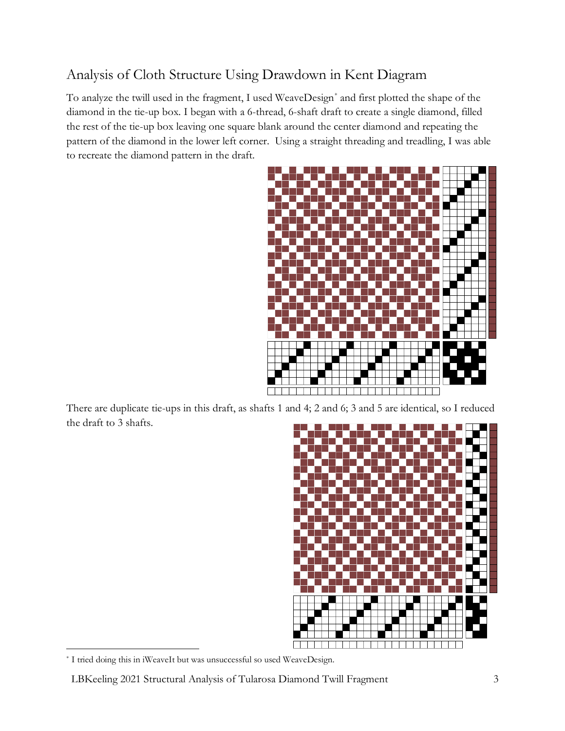## Analysis of Cloth Structure Using Drawdown in Kent Diagram

To analyze the twill used in the fragment, I used WeaveDesign* and first plotted the shape of the diamond in the tie-up box. I began with a 6-thread, 6-shaft draft to create a single diamond, filled the rest of the tie-up box leaving one square blank around the center diamond and repeating the pattern of the diamond in the lower left corner. Using a straight threading and treadling, I was able to recreate the diamond pattern in the draft.

There are duplicate tie-ups in this draft, as shafts 1 and 4; 2 and 6; 3 and 5 are identical, so I reduced the draft to 3 shafts.

* I tried doing this in iWeaveIt but was unsuccessful so used WeaveDesign.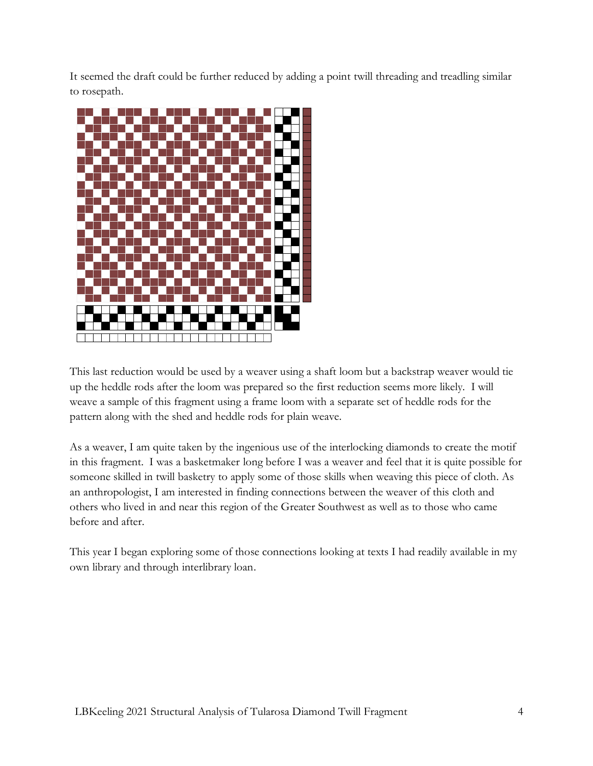It seemed the draft could be further reduced by adding a point twill threading and treadling similar to rosepath.

This last reduction would be used by a weaver using a shaft loom but a backstrap weaver would tie up the heddle rods after the loom was prepared so the first reduction seems more likely. I will weave a sample of this fragment using a frame loom with a separate set of heddle rods for the pattern along with the shed and heddle rods for plain weave.

As a weaver, I am quite taken by the ingenious use of the interlocking diamonds to create the motif in this fragment. I was a basketmaker long before I was a weaver and feel that it is quite possible for someone skilled in twill basketry to apply some of those skills when weaving this piece of cloth. As an anthropologist, I am interested in finding connections between the weaver of this cloth and others who lived in and near this region of the Greater Southwest as well as to those who came before and after.

This year I began exploring some of those connections looking at texts I had readily available in my own library and through interlibrary loan.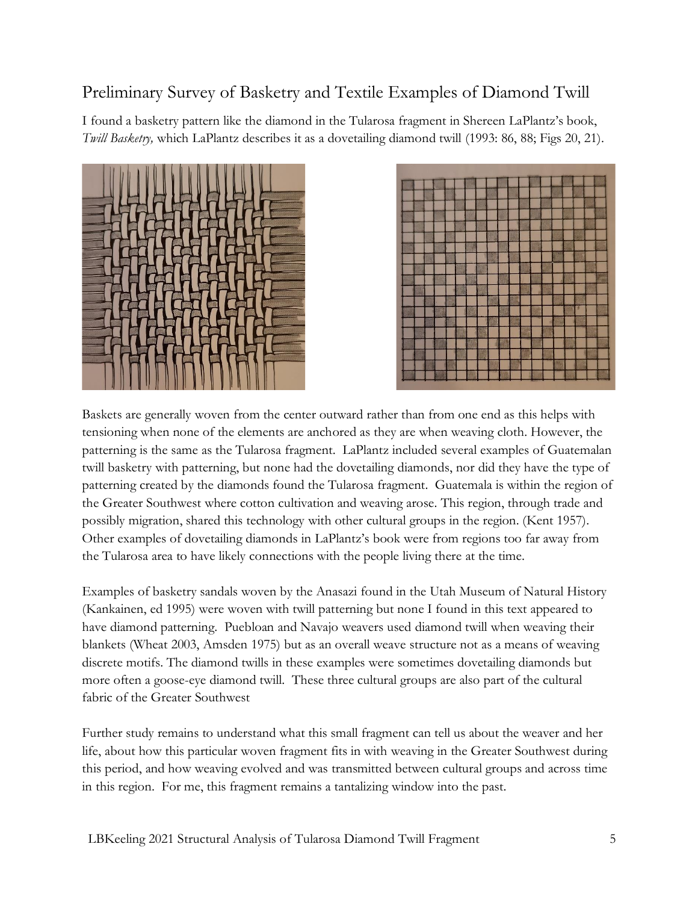## Preliminary Survey of Basketry and Textile Examples of Diamond Twill

I found a basketry pattern like the diamond in the Tularosa fragment in Shereen LaPlantz's book, *Twill Basketry,* which LaPlantz describes it as a dovetailing diamond twill (1993: 86, 88; Figs 20, 21).

Baskets are generally woven from the center outward rather than from one end as this helps with tensioning when none of the elements are anchored as they are when weaving cloth. However, the patterning is the same as the Tularosa fragment. LaPlantz included several examples of Guatemalan twill basketry with patterning, but none had the dovetailing diamonds, nor did they have the type of patterning created by the diamonds found the Tularosa fragment. Guatemala is within the region of the Greater Southwest where cotton cultivation and weaving arose. This region, through trade and possibly migration, shared this technology with other cultural groups in the region. (Kent 1957). Other examples of dovetailing diamonds in LaPlantz's book were from regions too far away from the Tularosa area to have likely connections with the people living there at the time.

Examples of basketry sandals woven by the Anasazi found in the Utah Museum of Natural History (Kankainen, ed 1995) were woven with twill patterning but none I found in this text appeared to have diamond patterning. Puebloan and Navajo weavers used diamond twill when weaving their blankets (Wheat 2003, Amsden 1975) but as an overall weave structure not as a means of weaving discrete motifs. The diamond twills in these examples were sometimes dovetailing diamonds but more often a goose-eye diamond twill. These three cultural groups are also part of the cultural fabric of the Greater Southwest

Further study remains to understand what this small fragment can tell us about the weaver and her life, about how this particular woven fragment fits in with weaving in the Greater Southwest during this period, and how weaving evolved and was transmitted between cultural groups and across time in this region. For me, this fragment remains a tantalizing window into the past.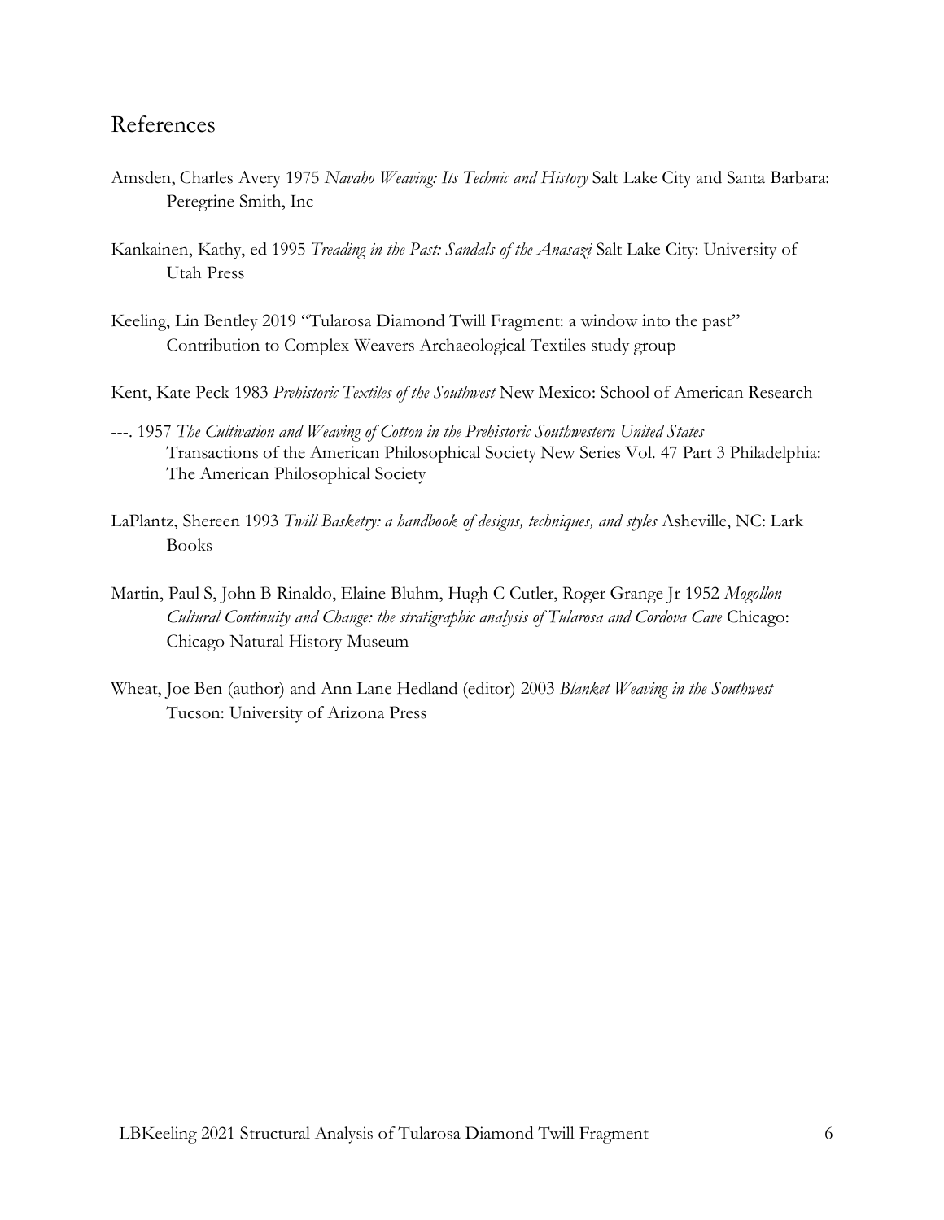## References

Amsden, Charles Avery 1975 *Navaho Weaving: Its Technic and History* Salt Lake City and Santa Barbara: Peregrine Smith, Inc

Kankainen, Kathy, ed 1995 *Treading in the Past: Sandals of the Anasazi* Salt Lake City: University of Utah Press

Keeling, Lin Bentley 2019 "Tularosa Diamond Twill Fragment: a window into the past" Contribution to Complex Weavers Archaeological Textiles study group

Kent, Kate Peck 1983 *Prehistoric Textiles of the Southwest* New Mexico: School of American Research

---. 1957 *The Cultivation and Weaving of Cotton in the Prehistoric Southwestern United States* Transactions of the American Philosophical Society New Series Vol. 47 Part 3 Philadelphia: The American Philosophical Society

LaPlantz, Shereen 1993 *Twill Basketry: a handbook of designs, techniques, and styles* Asheville, NC: Lark Books

Martin, Paul S, John B Rinaldo, Elaine Bluhm, Hugh C Cutler, Roger Grange Jr 1952 *Mogollon Cultural Continuity and Change: the stratigraphic analysis of Tularosa and Cordova Cave* Chicago: Chicago Natural History Museum

Wheat, Joe Ben (author) and Ann Lane Hedland (editor) 2003 *Blanket Weaving in the Southwest* Tucson: University of Arizona Press